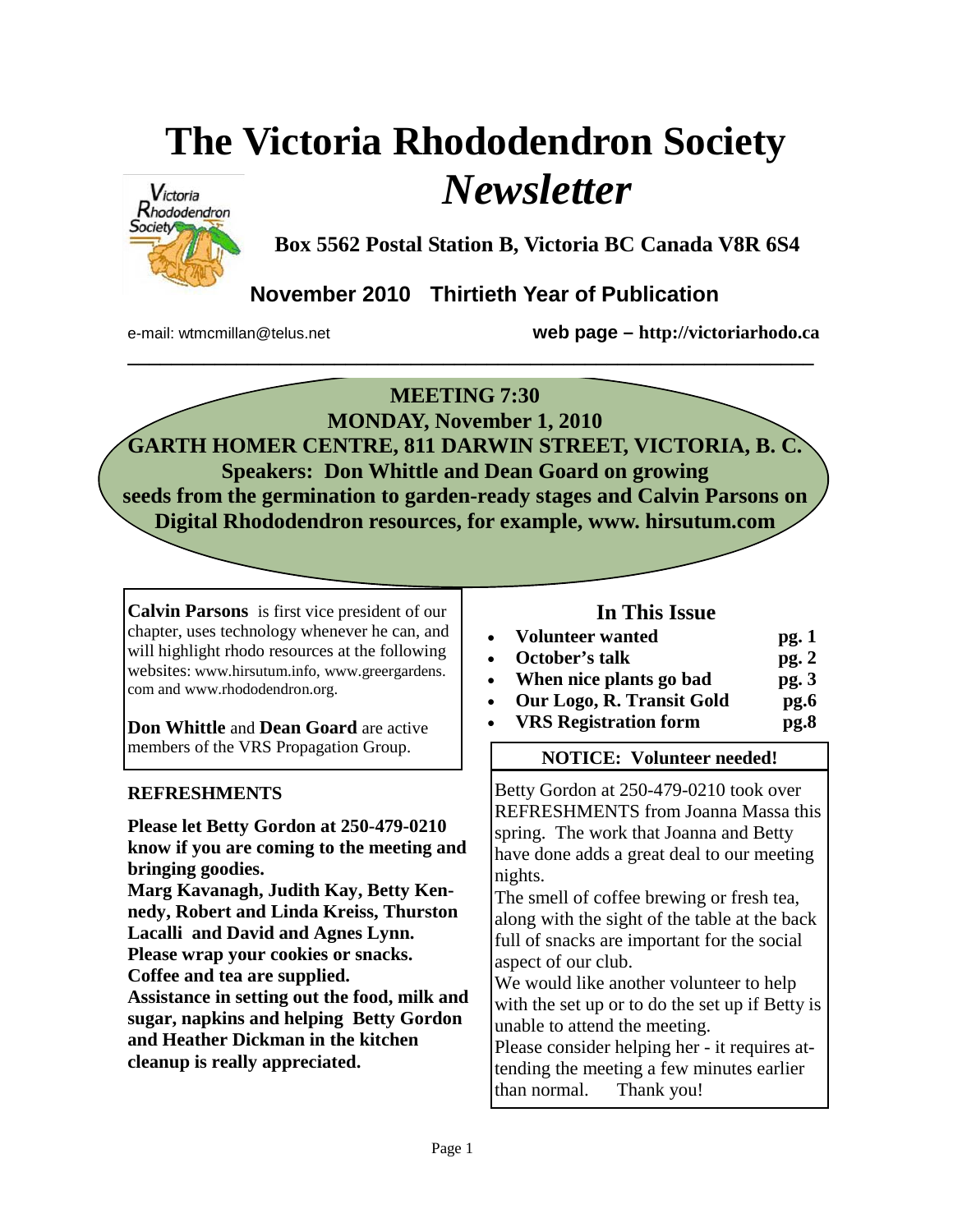# The Victoria Rhododendron Society *Newsletter*

**Box 5562 Postal Station B, Victoria BC Canada V8R 6S4**

**November 2010 Thirtieth Year of Publication**

e-mail: wtmcmillan@telus.net **web page – http://victoriarhodo.ca**

---

**MEETING 7:30**
**MONDAY, November 1, 2010**
**GARTH HOMER CENTRE, 811 DARWIN STREET, VICTORIA, B. C.**
**Speakers: Don Whittle and Dean Goard on growing seeds from the germination to garden-ready stages and Calvin Parsons on Digital Rhododendron resources, for example, www. hirsutum.com**

**Calvin Parsons** is first vice president of our chapter, uses technology whenever he can, and will highlight rhodo resources at the following websites: www.hirsutum.info, www.greergardens.com and www.rhododendron.org.

**Don Whittle** and **Dean Goard** are active members of the VRS Propagation Group.

**REFRESHMENTS**

**Please let Betty Gordon at 250-479-0210 know if you are coming to the meeting and bringing goodies.**
**Marg Kavanagh, Judith Kay, Betty Kennedy, Robert and Linda Kreiss, Thurston Lacalli and David and Agnes Lynn.**
**Please wrap your cookies or snacks.**
**Coffee and tea are supplied.**
**Assistance in setting out the food, milk and sugar, napkins and helping Betty Gordon and Heather Dickman in the kitchen cleanup is really appreciated.**

## In This Issue

- **Volunteer wanted** **pg. 1**
- **October's talk** **pg. 2**
- **When nice plants go bad** **pg. 3**
- **Our Logo, R. Transit Gold** **pg.6**
- **VRS Registration form** **pg.8**

**NOTICE: Volunteer needed!**

Betty Gordon at 250-479-0210 took over REFRESHMENTS from Joanna Massa this spring. The work that Joanna and Betty have done adds a great deal to our meeting nights.

The smell of coffee brewing or fresh tea, along with the sight of the table at the back full of snacks are important for the social aspect of our club.

We would like another volunteer to help with the set up or to do the set up if Betty is unable to attend the meeting.

Please consider helping her - it requires attending the meeting a few minutes earlier than normal. Thank you!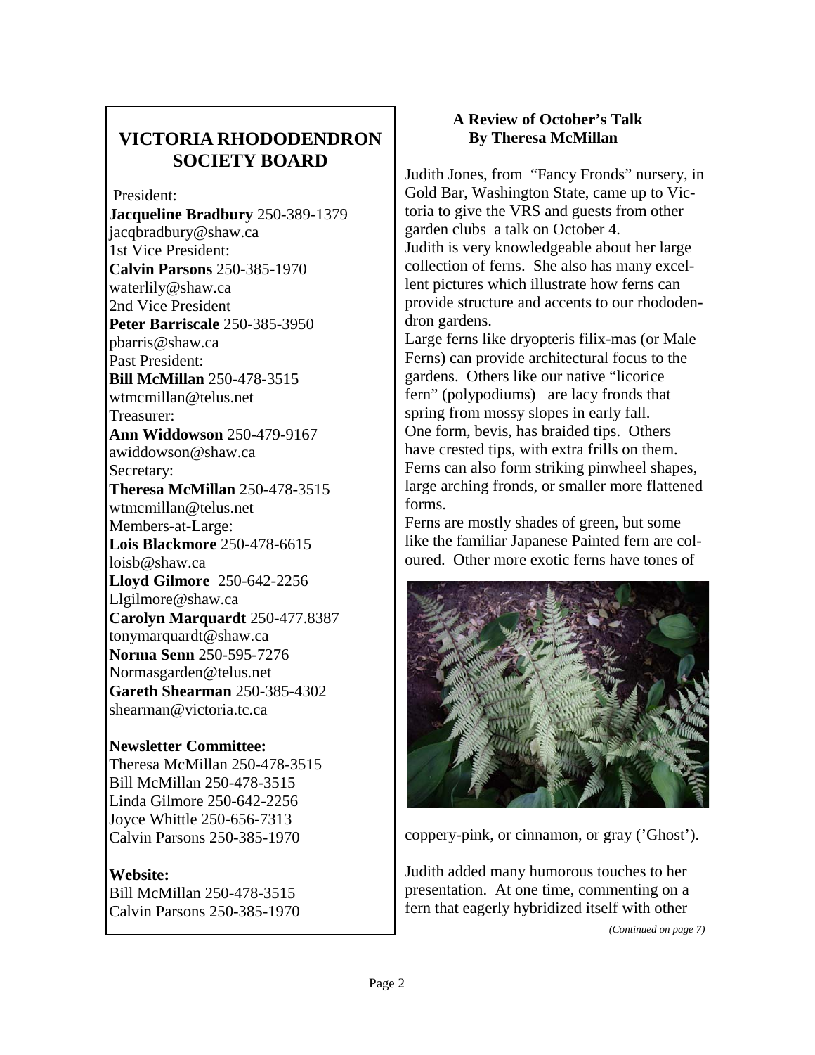## VICTORIA RHODODENDRON SOCIETY BOARD

President:
**Jacqueline Bradbury** 250-389-1379
jacqbradbury@shaw.ca
1st Vice President:
**Calvin Parsons** 250-385-1970
waterlily@shaw.ca
2nd Vice President
**Peter Barriscale** 250-385-3950
pbarris@shaw.ca
Past President:
**Bill McMillan** 250-478-3515
wtmcmillan@telus.net
Treasurer:
**Ann Widdowson** 250-479-9167
awiddowson@shaw.ca
Secretary:
**Theresa McMillan** 250-478-3515
wtmcmillan@telus.net
Members-at-Large:
**Lois Blackmore** 250-478-6615
loisb@shaw.ca
**Lloyd Gilmore** 250-642-2256
Llgilmore@shaw.ca
**Carolyn Marquardt** 250-477.8387
tonymarquardt@shaw.ca
**Norma Senn** 250-595-7276
Normasgarden@telus.net
**Gareth Shearman** 250-385-4302
shearman@victoria.tc.ca

**Newsletter Committee:**
Theresa McMillan 250-478-3515
Bill McMillan 250-478-3515
Linda Gilmore 250-642-2256
Joyce Whittle 250-656-7313
Calvin Parsons 250-385-1970

**Website:**
Bill McMillan 250-478-3515
Calvin Parsons 250-385-1970

### A Review of October's Talk
### By Theresa McMillan

Judith Jones, from "Fancy Fronds" nursery, in Gold Bar, Washington State, came up to Victoria to give the VRS and guests from other garden clubs a talk on October 4.
Judith is very knowledgeable about her large collection of ferns. She also has many excellent pictures which illustrate how ferns can provide structure and accents to our rhododendron gardens.
Large ferns like dryopteris filix-mas (or Male Ferns) can provide architectural focus to the gardens. Others like our native "licorice fern" (polypodiums) are lacy fronds that spring from mossy slopes in early fall.
One form, bevis, has braided tips. Others have crested tips, with extra frills on them. Ferns can also form striking pinwheel shapes, large arching fronds, or smaller more flattened forms.
Ferns are mostly shades of green, but some like the familiar Japanese Painted fern are coloured. Other more exotic ferns have tones of coppery-pink, or cinnamon, or gray ('Ghost').

Judith added many humorous touches to her presentation. At one time, commenting on a fern that eagerly hybridized itself with other

*(Continued on page 7)*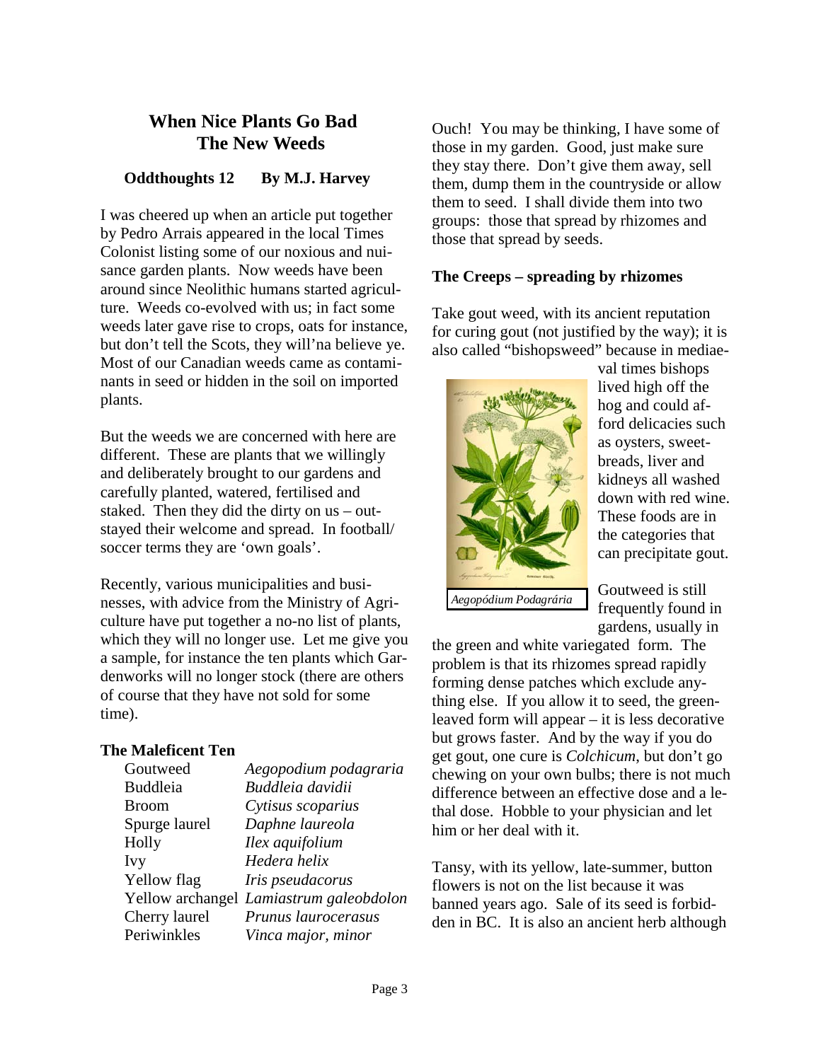## When Nice Plants Go Bad
## The New Weeds

**Oddthoughts 12 By M.J. Harvey**

I was cheered up when an article put together by Pedro Arrais appeared in the local Times Colonist listing some of our noxious and nuisance garden plants. Now weeds have been around since Neolithic humans started agriculture. Weeds co-evolved with us; in fact some weeds later gave rise to crops, oats for instance, but don't tell the Scots, they will'na believe ye. Most of our Canadian weeds came as contaminants in seed or hidden in the soil on imported plants.

But the weeds we are concerned with here are different. These are plants that we willingly and deliberately brought to our gardens and carefully planted, watered, fertilised and staked. Then they did the dirty on us – outstayed their welcome and spread. In football/soccer terms they are 'own goals'.

Recently, various municipalities and businesses, with advice from the Ministry of Agriculture have put together a no-no list of plants, which they will no longer use. Let me give you a sample, for instance the ten plants which Gardenworks will no longer stock (there are others of course that they have not sold for some time).

**The Maleficent Ten**

| | |
|---|---|
| Goutweed | *Aegopodium podagraria* |
| Buddleia | *Buddleia davidii* |
| Broom | *Cytisus scoparius* |
| Spurge laurel | *Daphne laureola* |
| Holly | *Ilex aquifolium* |
| Ivy | *Hedera helix* |
| Yellow flag | *Iris pseudacorus* |
| Yellow archangel | *Lamiastrum galeobdolon* |
| Cherry laurel | *Prunus laurocerasus* |
| Periwinkles | *Vinca major, minor* |

Ouch! You may be thinking, I have some of those in my garden. Good, just make sure they stay there. Don't give them away, sell them, dump them in the countryside or allow them to seed. I shall divide them into two groups: those that spread by rhizomes and those that spread by seeds.

**The Creeps – spreading by rhizomes**

Take gout weed, with its ancient reputation for curing gout (not justified by the way); it is also called "bishopsweed" because in mediaeval times bishops lived high off the hog and could afford delicacies such as oysters, sweetbreads, liver and kidneys all washed down with red wine. These foods are in the categories that can precipitate gout.

*Aegopódium Podagrária*

Goutweed is still frequently found in gardens, usually in the green and white variegated form. The problem is that its rhizomes spread rapidly forming dense patches which exclude anything else. If you allow it to seed, the green-leaved form will appear – it is less decorative but grows faster. And by the way if you do get gout, one cure is *Colchicum*, but don't go chewing on your own bulbs; there is not much difference between an effective dose and a lethal dose. Hobble to your physician and let him or her deal with it.

Tansy, with its yellow, late-summer, button flowers is not on the list because it was banned years ago. Sale of its seed is forbidden in BC. It is also an ancient herb although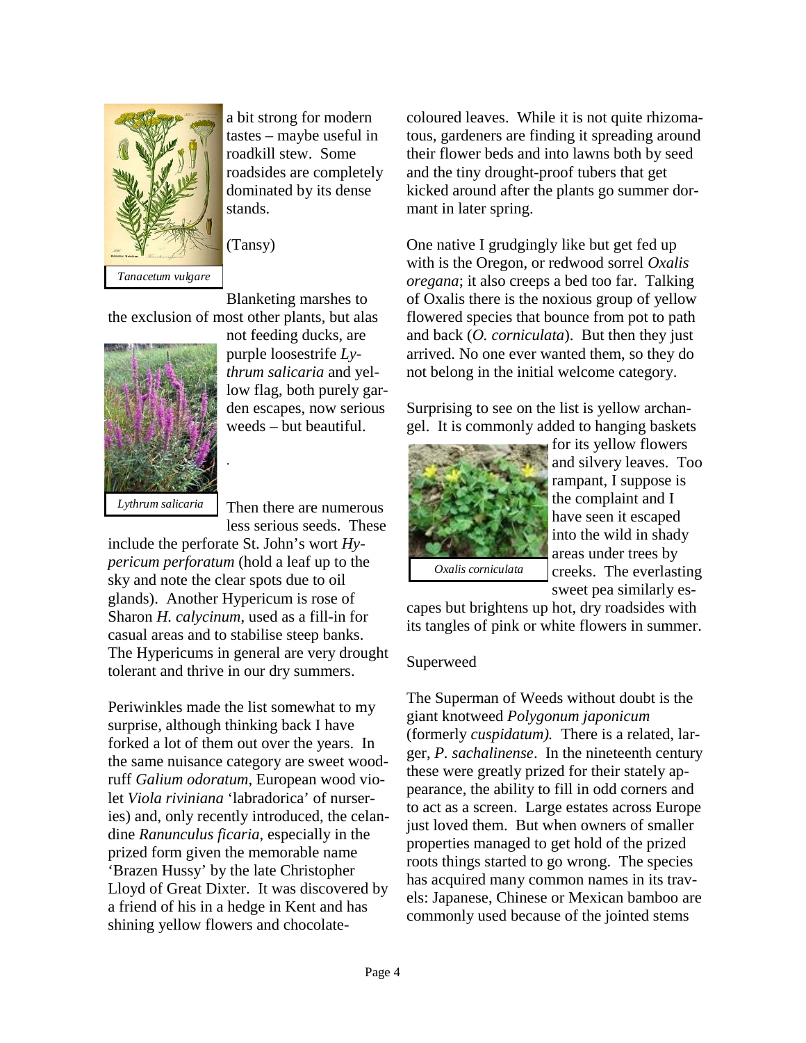a bit strong for modern tastes – maybe useful in roadkill stew. Some roadsides are completely dominated by its dense stands.

(Tansy)

*Tanacetum vulgare*

Blanketing marshes to the exclusion of most other plants, but alas not feeding ducks, are purple loosestrife *Lythrum salicaria* and yellow flag, both purely garden escapes, now serious weeds – but beautiful.

*Lythrum salicaria*

Then there are numerous less serious seeds. These include the perforate St. John's wort *Hypericum perforatum* (hold a leaf up to the sky and note the clear spots due to oil glands). Another Hypericum is rose of Sharon *H. calycinum*, used as a fill-in for casual areas and to stabilise steep banks. The Hypericums in general are very drought tolerant and thrive in our dry summers.

Periwinkles made the list somewhat to my surprise, although thinking back I have forked a lot of them out over the years. In the same nuisance category are sweet woodruff *Galium odoratum*, European wood violet *Viola riviniana* 'labradorica' of nurseries) and, only recently introduced, the celandine *Ranunculus ficaria*, especially in the prized form given the memorable name 'Brazen Hussy' by the late Christopher Lloyd of Great Dixter. It was discovered by a friend of his in a hedge in Kent and has shining yellow flowers and chocolate-coloured leaves. While it is not quite rhizomatous, gardeners are finding it spreading around their flower beds and into lawns both by seed and the tiny drought-proof tubers that get kicked around after the plants go summer dormant in later spring.

One native I grudgingly like but get fed up with is the Oregon, or redwood sorrel *Oxalis oregana*; it also creeps a bed too far. Talking of Oxalis there is the noxious group of yellow flowered species that bounce from pot to path and back (*O. corniculata*). But then they just arrived. No one ever wanted them, so they do not belong in the initial welcome category.

Surprising to see on the list is yellow archangel. It is commonly added to hanging baskets for its yellow flowers and silvery leaves. Too rampant, I suppose is the complaint and I have seen it escaped into the wild in shady areas under trees by creeks. The everlasting sweet pea similarly escapes but brightens up hot, dry roadsides with its tangles of pink or white flowers in summer.

*Oxalis corniculata*

Superweed

The Superman of Weeds without doubt is the giant knotweed *Polygonum japonicum* (formerly *cuspidatum).* There is a related, larger, *P. sachalinense*. In the nineteenth century these were greatly prized for their stately appearance, the ability to fill in odd corners and to act as a screen. Large estates across Europe just loved them. But when owners of smaller properties managed to get hold of the prized roots things started to go wrong. The species has acquired many common names in its travels: Japanese, Chinese or Mexican bamboo are commonly used because of the jointed stems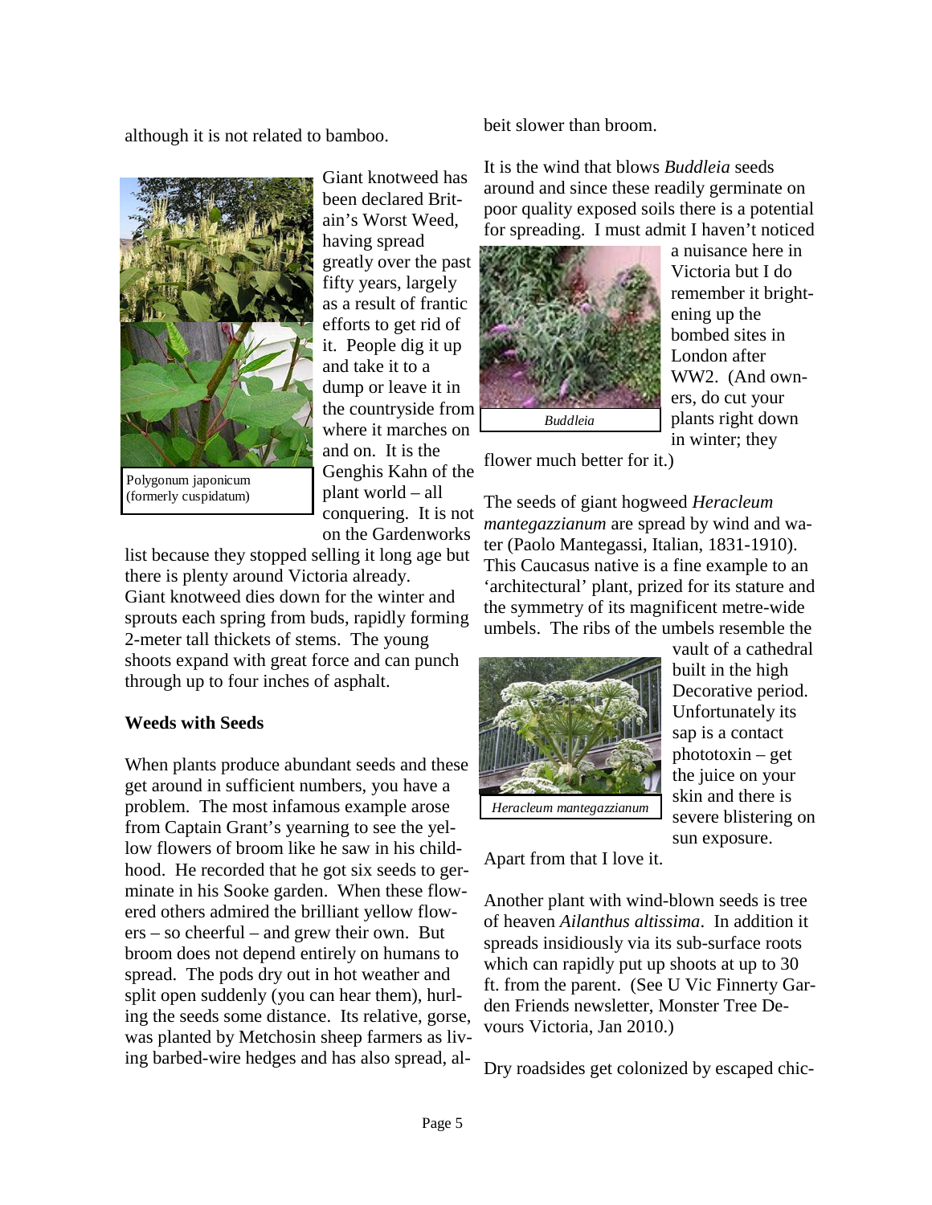although it is not related to bamboo.

Polygonum japonicum (formerly cuspidatum)

Giant knotweed has been declared Britain's Worst Weed, having spread greatly over the past fifty years, largely as a result of frantic efforts to get rid of it. People dig it up and take it to a dump or leave it in the countryside from where it marches on and on. It is the Genghis Kahn of the plant world – all conquering. It is not on the Gardenworks list because they stopped selling it long age but there is plenty around Victoria already. Giant knotweed dies down for the winter and sprouts each spring from buds, rapidly forming 2-meter tall thickets of stems. The young shoots expand with great force and can punch through up to four inches of asphalt.

**Weeds with Seeds**

When plants produce abundant seeds and these get around in sufficient numbers, you have a problem. The most infamous example arose from Captain Grant's yearning to see the yellow flowers of broom like he saw in his childhood. He recorded that he got six seeds to germinate in his Sooke garden. When these flowered others admired the brilliant yellow flowers – so cheerful – and grew their own. But broom does not depend entirely on humans to spread. The pods dry out in hot weather and split open suddenly (you can hear them), hurling the seeds some distance. Its relative, gorse, was planted by Metchosin sheep farmers as living barbed-wire hedges and has also spread, albeit slower than broom.

It is the wind that blows *Buddleia* seeds around and since these readily germinate on poor quality exposed soils there is a potential for spreading. I must admit I haven't noticed a nuisance here in Victoria but I do remember it brightening up the bombed sites in London after WW2. (And owners, do cut your plants right down in winter; they flower much better for it.)

*Buddleia*

The seeds of giant hogweed *Heracleum mantegazzianum* are spread by wind and water (Paolo Mantegassi, Italian, 1831-1910). This Caucasus native is a fine example to an 'architectural' plant, prized for its stature and the symmetry of its magnificent metre-wide umbels. The ribs of the umbels resemble the vault of a cathedral built in the high Decorative period. Unfortunately its sap is a contact phototoxin – get the juice on your skin and there is severe blistering on sun exposure. Apart from that I love it.

*Heracleum mantegazzianum*

Another plant with wind-blown seeds is tree of heaven *Ailanthus altissima*. In addition it spreads insidiously via its sub-surface roots which can rapidly put up shoots at up to 30 ft. from the parent. (See U Vic Finnerty Garden Friends newsletter, Monster Tree Devours Victoria, Jan 2010.)

Dry roadsides get colonized by escaped chic-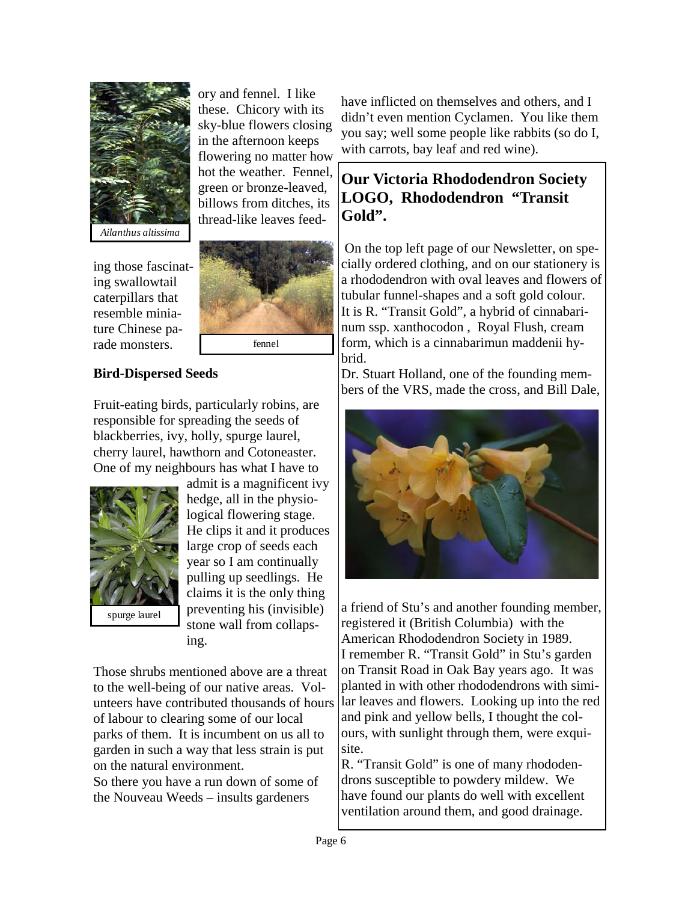ory and fennel. I like these. Chicory with its sky-blue flowers closing in the afternoon keeps flowering no matter how hot the weather. Fennel, green or bronze-leaved, billows from ditches, its thread-like leaves feeding those fascinating swallowtail caterpillars that resemble miniature Chinese parade monsters.

*Ailanthus altissima*

fennel

**Bird-Dispersed Seeds**

Fruit-eating birds, particularly robins, are responsible for spreading the seeds of blackberries, ivy, holly, spurge laurel, cherry laurel, hawthorn and Cotoneaster. One of my neighbours has what I have to admit is a magnificent ivy hedge, all in the physiological flowering stage. He clips it and it produces large crop of seeds each year so I am continually pulling up seedlings. He claims it is the only thing preventing his (invisible) stone wall from collapsing.

spurge laurel

Those shrubs mentioned above are a threat to the well-being of our native areas. Volunteers have contributed thousands of hours of labour to clearing some of our local parks of them. It is incumbent on us all to garden in such a way that less strain is put on the natural environment.
So there you have a run down of some of the Nouveau Weeds – insults gardeners have inflicted on themselves and others, and I didn't even mention Cyclamen. You like them you say; well some people like rabbits (so do I, with carrots, bay leaf and red wine).

## Our Victoria Rhododendron Society LOGO, Rhododendron "Transit Gold".

On the top left page of our Newsletter, on specially ordered clothing, and on our stationery is a rhododendron with oval leaves and flowers of tubular funnel-shapes and a soft gold colour. It is R. "Transit Gold", a hybrid of cinnabarinum ssp. xanthocodon , Royal Flush, cream form, which is a cinnabarimun maddenii hybrid.
Dr. Stuart Holland, one of the founding members of the VRS, made the cross, and Bill Dale, a friend of Stu's and another founding member, registered it (British Columbia) with the American Rhododendron Society in 1989.
I remember R. "Transit Gold" in Stu's garden on Transit Road in Oak Bay years ago. It was planted in with other rhododendrons with similar leaves and flowers. Looking up into the red and pink and yellow bells, I thought the colours, with sunlight through them, were exquisite.
R. "Transit Gold" is one of many rhododendrons susceptible to powdery mildew. We have found our plants do well with excellent ventilation around them, and good drainage.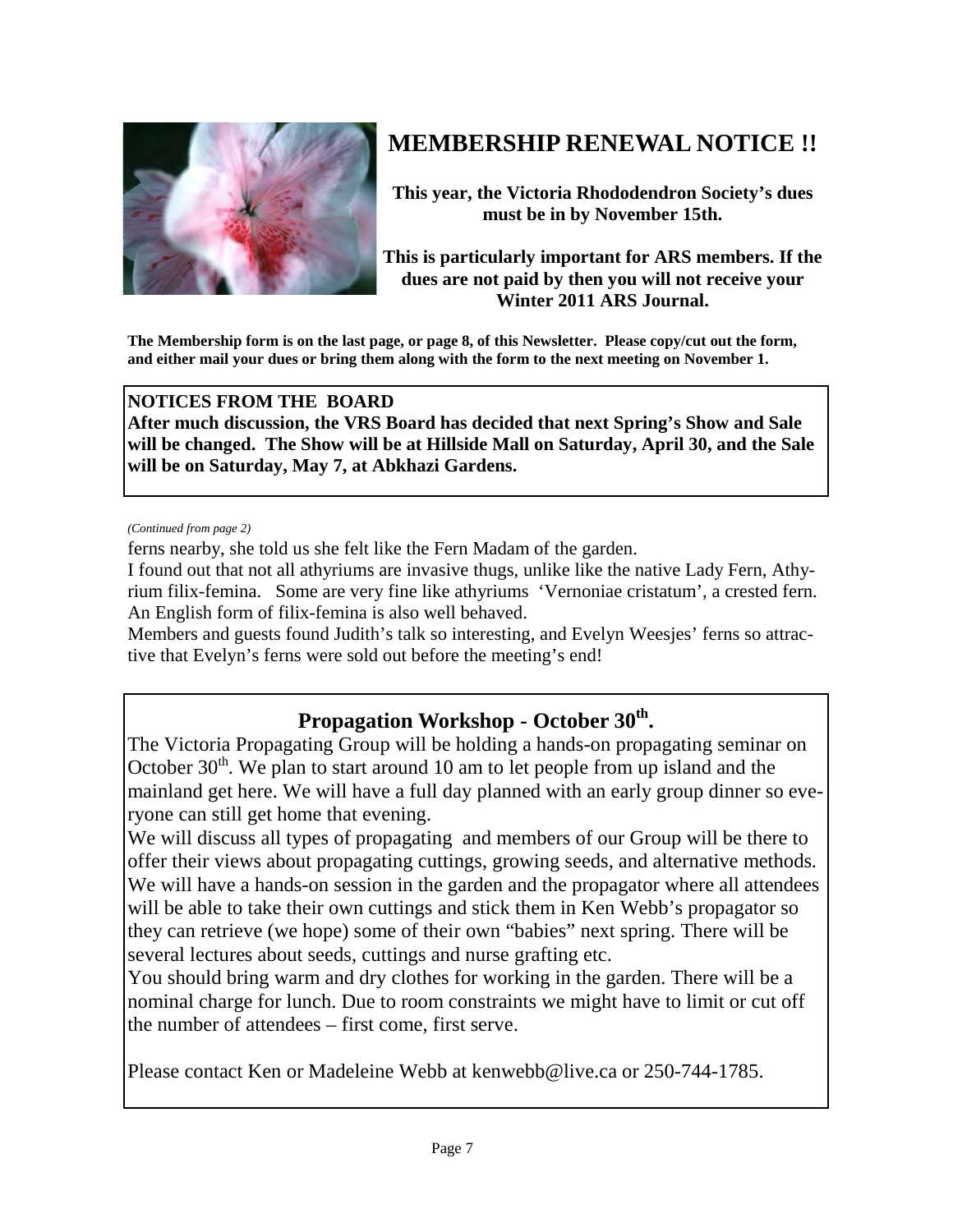# MEMBERSHIP RENEWAL NOTICE !!

**This year, the Victoria Rhododendron Society's dues must be in by November 15th.**

**This is particularly important for ARS members. If the dues are not paid by then you will not receive your Winter 2011 ARS Journal.**

**The Membership form is on the last page, or page 8, of this Newsletter. Please copy/cut out the form, and either mail your dues or bring them along with the form to the next meeting on November 1.**

**NOTICES FROM THE BOARD**
**After much discussion, the VRS Board has decided that next Spring's Show and Sale will be changed. The Show will be at Hillside Mall on Saturday, April 30, and the Sale will be on Saturday, May 7, at Abkhazi Gardens.**

*(Continued from page 2)*

ferns nearby, she told us she felt like the Fern Madam of the garden.

I found out that not all athyriums are invasive thugs, unlike like the native Lady Fern, Athyrium filix-femina. Some are very fine like athyriums 'Vernoniae cristatum', a crested fern. An English form of filix-femina is also well behaved.

Members and guests found Judith's talk so interesting, and Evelyn Weesjes' ferns so attractive that Evelyn's ferns were sold out before the meeting's end!

## Propagation Workshop - October 30th.

The Victoria Propagating Group will be holding a hands-on propagating seminar on October 30th. We plan to start around 10 am to let people from up island and the mainland get here. We will have a full day planned with an early group dinner so everyone can still get home that evening.

We will discuss all types of propagating and members of our Group will be there to offer their views about propagating cuttings, growing seeds, and alternative methods. We will have a hands-on session in the garden and the propagator where all attendees will be able to take their own cuttings and stick them in Ken Webb's propagator so they can retrieve (we hope) some of their own "babies" next spring. There will be several lectures about seeds, cuttings and nurse grafting etc.

You should bring warm and dry clothes for working in the garden. There will be a nominal charge for lunch. Due to room constraints we might have to limit or cut off the number of attendees – first come, first serve.

Please contact Ken or Madeleine Webb at kenwebb@live.ca or 250-744-1785.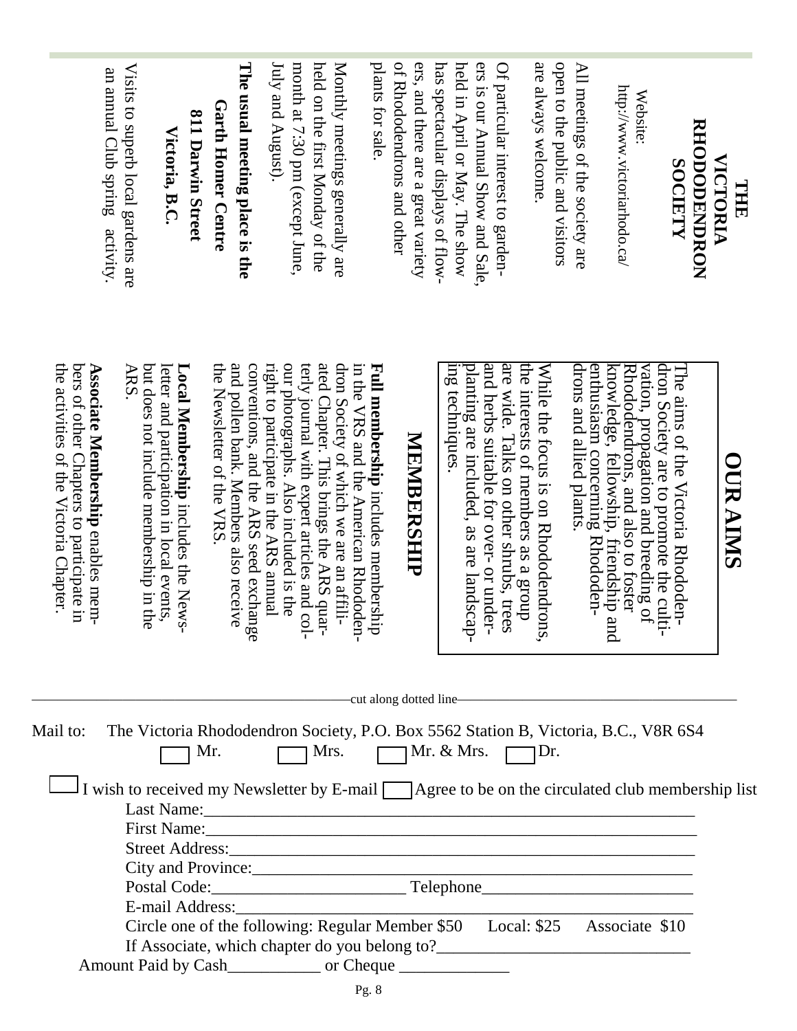# THE VICTORIA RHODODENDRON SOCIETY

Website:
http://www.victoriarhodo.ca/

All meetings of the society are open to the public and visitors are always welcome.

Of particular interest to gardeners is our Annual Show and Sale, held in April or May. The show has spectacular displays of flowers, and there are a great variety of Rhododendrons and other plants for sale.

Monthly meetings generally are held on the first Monday of the month at 7:30 pm (except June, July and August).

**The usual meeting place is the**

**Garth Homer Centre**

**811 Darwin Street**

**Victoria, B.C.**

Visits to superb local gardens are an annual Club spring activity.

# OUR AIMS

The aims of the Victoria Rhododendron Society are to promote the cultivation, propagation and breeding of Rhododendrons, and also to foster knowledge, fellowship, friendship and enthusiasm concerning Rhododendrons and allied plants.

While the focus is on Rhododendrons, the interests of members as a group are wide. Talks on other shrubs, trees and herbs suitable for over- or under-planting are included, as are landscaping techniques.

# MEMBERSHIP

**Full membership** includes membership in the VRS and the American Rhododendron Society of which we are an affiliated Chapter. This brings the ARS quarterly journal with expert articles and colour photographs. Also included is the right to participate in the ARS annual conventions, and the ARS seed exchange and pollen bank. Members also receive the Newsletter of the VRS.

**Local Membership** includes the Newsletter and participation in local events, but does not include membership in the ARS.

**Associate Membership** enables members of other Chapters to participate in the activities of the Victoria Chapter.

---cut along dotted line---

Mail to: The Victoria Rhododendron Society, P.O. Box 5562 Station B, Victoria, B.C., V8R 6S4

☐ Mr. ☐ Mrs. ☐ Mr. & Mrs. ☐ Dr.

☐ I wish to received my Newsletter by E-mail ☐ Agree to be on the circulated club membership list

Last Name:\_\_\_\_\_\_\_\_\_\_\_\_\_\_\_\_\_\_\_\_\_\_\_\_\_\_\_\_\_\_\_\_\_\_\_\_\_\_\_\_

First Name:\_\_\_\_\_\_\_\_\_\_\_\_\_\_\_\_\_\_\_\_\_\_\_\_\_\_\_\_\_\_\_\_\_\_\_\_\_\_\_\_

Street Address:\_\_\_\_\_\_\_\_\_\_\_\_\_\_\_\_\_\_\_\_\_\_\_\_\_\_\_\_\_\_\_\_\_\_\_\_\_\_

City and Province:\_\_\_\_\_\_\_\_\_\_\_\_\_\_\_\_\_\_\_\_\_\_\_\_\_\_\_\_\_\_\_\_\_\_\_\_

Postal Code:\_\_\_\_\_\_\_\_\_\_\_\_\_\_\_\_\_\_\_\_ Telephone\_\_\_\_\_\_\_\_\_\_\_\_\_\_\_\_\_\_\_\_\_\_

E-mail Address:\_\_\_\_\_\_\_\_\_\_\_\_\_\_\_\_\_\_\_\_\_\_\_\_\_\_\_\_\_\_\_\_\_\_\_\_\_\_

Circle one of the following: Regular Member $50 Local: $25 Associate $10

If Associate, which chapter do you belong to?\_\_\_\_\_\_\_\_\_\_\_\_\_\_\_\_\_\_\_\_\_\_\_\_\_\_

Amount Paid by Cash\_\_\_\_\_\_\_\_\_\_ or Cheque \_\_\_\_\_\_\_\_\_\_\_\_